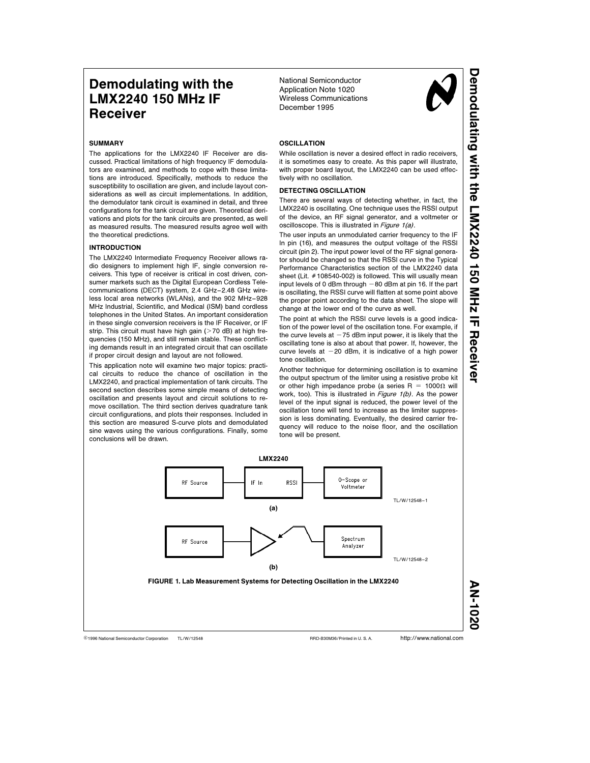# Demodulating with the LMX2240 150 MHz IF Receiver

National Semiconductor
Application Note 1020
Wireless Communications
December 1995

## SUMMARY

The applications for the LMX2240 IF Receiver are discussed. Practical limitations of high frequency IF demodulators are examined, and methods to cope with these limitations are introduced. Specifically, methods to reduce the susceptibility to oscillation are given, and include layout considerations as well as circuit implementations. In addition, the demodulator tank circuit is examined in detail, and three configurations for the tank circuit are given. Theoretical derivations and plots for the tank circuits are presented, as well as measured results. The measured results agree well with the theoretical predictions.

## INTRODUCTION

The LMX2240 Intermediate Frequency Receiver allows radio designers to implement high IF, single conversion receivers. This type of receiver is critical in cost driven, consumer markets such as the Digital European Cordless Telecommunications (DECT) system, 2.4 GHz–2.48 GHz wireless local area networks (WLANs), and the 902 MHz–928 MHz Industrial, Scientific, and Medical (ISM) band cordless telephones in the United States. An important consideration in these single conversion receivers is the IF Receiver, or IF strip. This circuit must have high gain (>70 dB) at high frequencies (150 MHz), and still remain stable. These conflicting demands result in an integrated circuit that can oscillate if proper circuit design and layout are not followed.

This application note will examine two major topics: practical circuits to reduce the chance of oscillation in the LMX2240, and practical implementation of tank circuits. The second section describes some simple means of detecting oscillation and presents layout and circuit solutions to remove oscillation. The third section derives quadrature tank circuit configurations, and plots their responses. Included in this section are measured S-curve plots and demodulated sine waves using the various configurations. Finally, some conclusions will be drawn.

## OSCILLATION

While oscillation is never a desired effect in radio receivers, it is sometimes easy to create. As this paper will illustrate, with proper board layout, the LMX2240 can be used effectively with no oscillation.

### DETECTING OSCILLATION

There are several ways of detecting whether, in fact, the LMX2240 is oscillating. One technique uses the RSSI output of the device, an RF signal generator, and a voltmeter or oscilloscope. This is illustrated in *Figure 1(a)*.

The user inputs an unmodulated carrier frequency to the IF In pin (16), and measures the output voltage of the RSSI circuit (pin 2). The input power level of the RF signal generator should be changed so that the RSSI curve in the Typical Performance Characteristics section of the LMX2240 data sheet (Lit. #108540-002) is followed. This will usually mean input levels of 0 dBm through −80 dBm at pin 16. If the part is oscillating, the RSSI curve will flatten at some point above the proper point according to the data sheet. The slope will change at the lower end of the curve as well.

The point at which the RSSI curve levels is a good indication of the power level of the oscillation tone. For example, if the curve levels at −75 dBm input power, it is likely that the oscillating tone is also at about that power. If, however, the curve levels at −20 dBm, it is indicative of a high power tone oscillation.

Another technique for determining oscillation is to examine the output spectrum of the limiter using a resistive probe kit or other high impedance probe (a series R = 1000Ω will work, too). This is illustrated in *Figure 1(b)*. As the power level of the input signal is reduced, the power level of the oscillation tone will tend to increase as the limiter suppression is less dominating. Eventually, the desired carrier frequency will reduce to the noise floor, and the oscillation tone will be present.

LMX2240

RF Source

IF In

RSSI

O-Scope or Voltmeter

TL/W/12548–1

(a)

RF Source

Spectrum Analyzer

TL/W/12548–2

(b)

**FIGURE 1. Lab Measurement Systems for Detecting Oscillation in the LMX2240**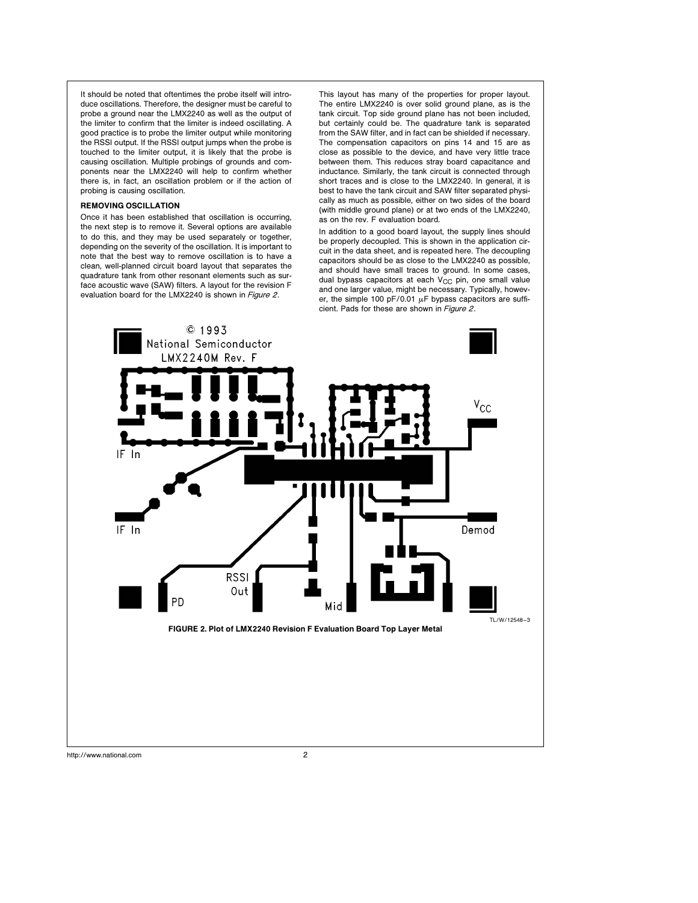It should be noted that oftentimes the probe itself will introduce oscillations. Therefore, the designer must be careful to probe a ground near the LMX2240 as well as the output of the limiter to confirm that the limiter is indeed oscillating. A good practice is to probe the limiter output while monitoring the RSSI output. If the RSSI output jumps when the probe is touched to the limiter output, it is likely that the probe is causing oscillation. Multiple probings of grounds and components near the LMX2240 will help to confirm whether there is, in fact, an oscillation problem or if the action of probing is causing oscillation.

### REMOVING OSCILLATION

Once it has been established that oscillation is occurring, the next step is to remove it. Several options are available to do this, and they may be used separately or together, depending on the severity of the oscillation. It is important to note that the best way to remove oscillation is to have a clean, well-planned circuit board layout that separates the quadrature tank from other resonant elements such as surface acoustic wave (SAW) filters. A layout for the revision F evaluation board for the LMX2240 is shown in *Figure 2*.

This layout has many of the properties for proper layout. The entire LMX2240 is over solid ground plane, as is the tank circuit. Top side ground plane has not been included, but certainly could be. The quadrature tank is separated from the SAW filter, and in fact can be shielded if necessary. The compensation capacitors on pins 14 and 15 are as close as possible to the device, and have very little trace between them. This reduces stray board capacitance and inductance. Similarly, the tank circuit is connected through short traces and is close to the LMX2240. In general, it is best to have the tank circuit and SAW filter separated physically as much as possible, either on two sides of the board (with middle ground plane) or at two ends of the LMX2240, as on the rev. F evaluation board.

In addition to a good board layout, the supply lines should be properly decoupled. This is shown in the application circuit in the data sheet, and is repeated here. The decoupling capacitors should be as close to the LMX2240 as possible, and should have small traces to ground. In some cases, dual bypass capacitors at each $V_{CC}$ pin, one small value and one larger value, might be necessary. Typically, however, the simple 100 pF/0.01 μF bypass capacitors are sufficient. Pads for these are shown in *Figure 2*.

© 1993
National Semiconductor
LMX2240M Rev. F

IF In

IF In

$V_{CC}$

Demod

RSSI
Out

PD

Mid

TL/W/12548–3

**FIGURE 2. Plot of LMX2240 Revision F Evaluation Board Top Layer Metal**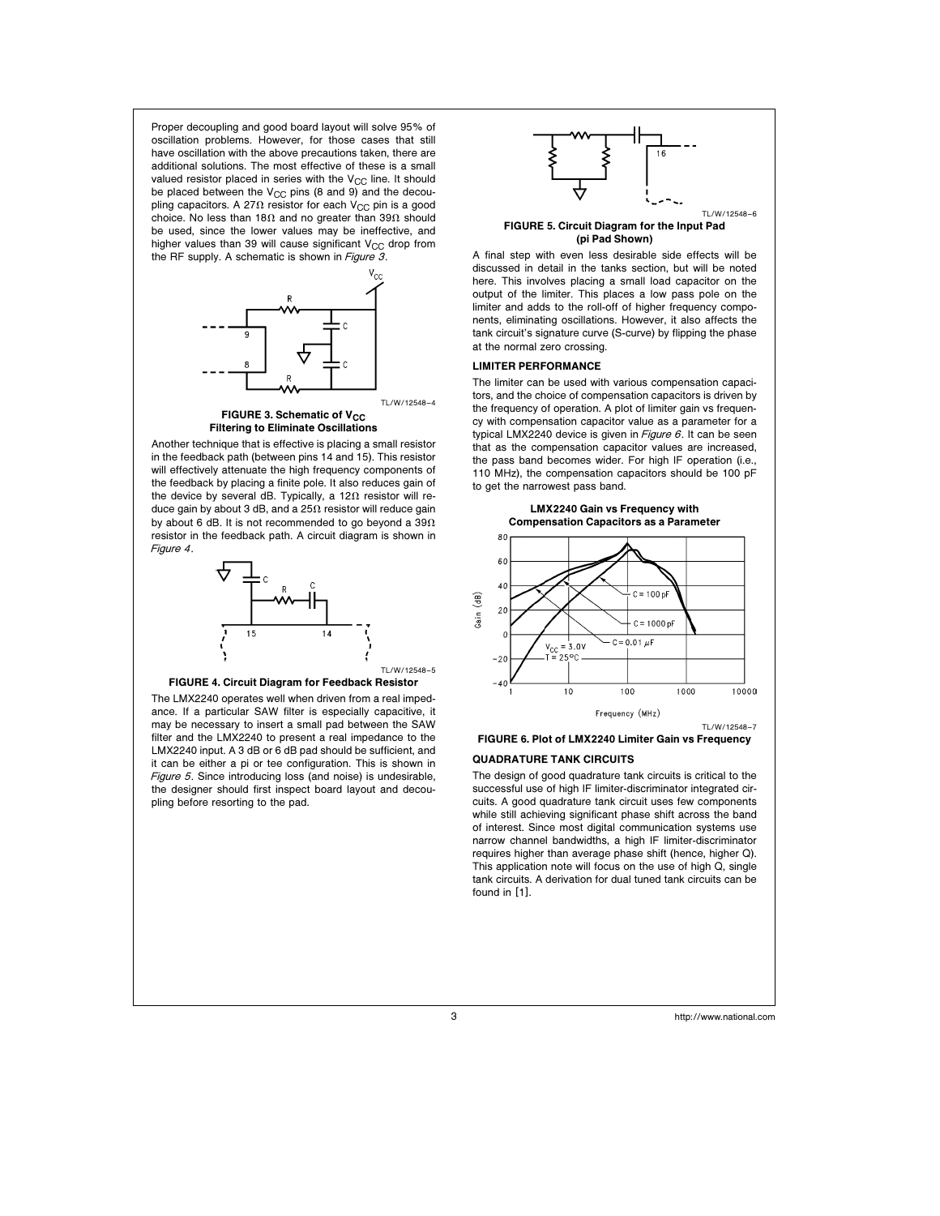Proper decoupling and good board layout will solve 95% of oscillation problems. However, for those cases that still have oscillation with the above precautions taken, there are additional solutions. The most effective of these is a small valued resistor placed in series with the $V_{CC}$ line. It should be placed between the $V_{CC}$ pins (8 and 9) and the decoupling capacitors. A 27Ω resistor for each $V_{CC}$ pin is a good choice. No less than 18Ω and no greater than 39Ω should be used, since the lower values may be ineffective, and higher values than 39 will cause significant $V_{CC}$ drop from the RF supply. A schematic is shown in *Figure 3*.

$V_{CC}$
R
C
9
8
C
R

TL/W/12548–4

**FIGURE 3. Schematic of $V_{CC}$ Filtering to Eliminate Oscillations**

Another technique that is effective is placing a small resistor in the feedback path (between pins 14 and 15). This resistor will effectively attenuate the high frequency components of the feedback by placing a finite pole. It also reduces gain of the device by several dB. Typically, a 12Ω resistor will reduce gain by about 3 dB, and a 25Ω resistor will reduce gain by about 6 dB. It is not recommended to go beyond a 39Ω resistor in the feedback path. A circuit diagram is shown in *Figure 4*.

C
R
C
15
14

TL/W/12548–5

**FIGURE 4. Circuit Diagram for Feedback Resistor**

The LMX2240 operates well when driven from a real impedance. If a particular SAW filter is especially capacitive, it may be necessary to insert a small pad between the SAW filter and the LMX2240 to present a real impedance to the LMX2240 input. A 3 dB or 6 dB pad should be sufficient, and it can be either a pi or tee configuration. This is shown in *Figure 5*. Since introducing loss (and noise) is undesirable, the designer should first inspect board layout and decoupling before resorting to the pad.

16

TL/W/12548–6

**FIGURE 5. Circuit Diagram for the Input Pad (pi Pad Shown)**

A final step with even less desirable side effects will be discussed in detail in the tanks section, but will be noted here. This involves placing a small load capacitor on the output of the limiter. This places a low pass pole on the limiter and adds to the roll-off of higher frequency components, eliminating oscillations. However, it also affects the tank circuit's signature curve (S-curve) by flipping the phase at the normal zero crossing.

### LIMITER PERFORMANCE

The limiter can be used with various compensation capacitors, and the choice of compensation capacitors is driven by the frequency of operation. A plot of limiter gain vs frequency with compensation capacitor value as a parameter for a typical LMX2240 device is given in *Figure 6*. It can be seen that as the compensation capacitor values are increased, the pass band becomes wider. For high IF operation (i.e., 110 MHz), the compensation capacitors should be 100 pF to get the narrowest pass band.

**LMX2240 Gain vs Frequency with Compensation Capacitors as a Parameter**

Gain (dB)
80
60
40
20
0
−20
−40
1
10
100
1000
10000
Frequency (MHz)
C = 100 pF
C = 1000 pF
C = 0.01 μF
$V_{CC}$ = 3.0V
T = 25°C

TL/W/12548–7

**FIGURE 6. Plot of LMX2240 Limiter Gain vs Frequency**

### QUADRATURE TANK CIRCUITS

The design of good quadrature tank circuits is critical to the successful use of high IF limiter-discriminator integrated circuits. A good quadrature tank circuit uses few components while still achieving significant phase shift across the band of interest. Since most digital communication systems use narrow channel bandwidths, a high IF limiter-discriminator requires higher than average phase shift (hence, higher Q). This application note will focus on the use of high Q, single tank circuits. A derivation for dual tuned tank circuits can be found in [1].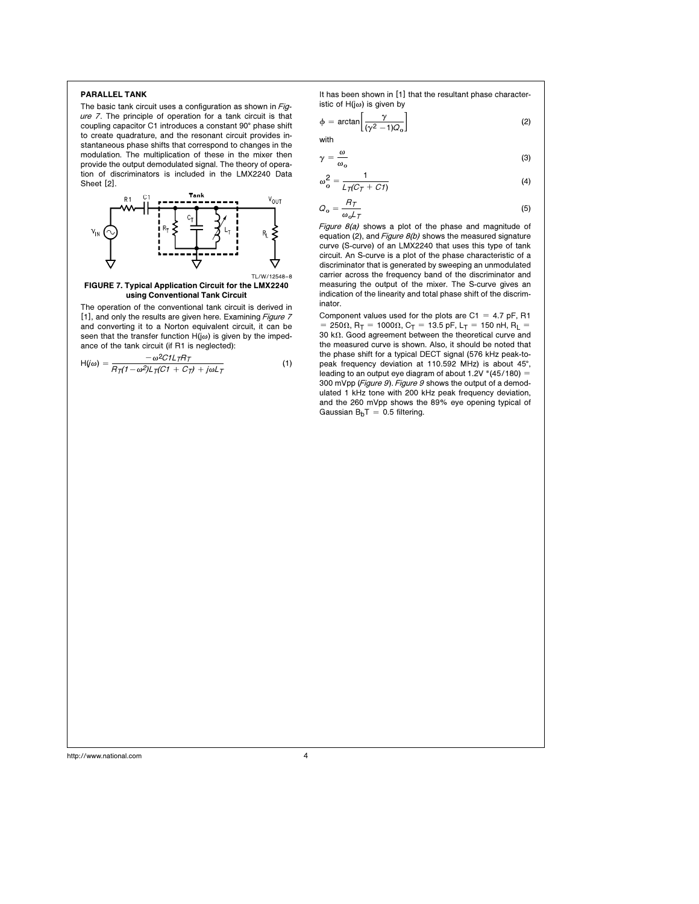### PARALLEL TANK

The basic tank circuit uses a configuration as shown in *Figure 7*. The principle of operation for a tank circuit is that coupling capacitor C1 introduces a constant 90° phase shift to create quadrature, and the resonant circuit provides instantaneous phase shifts that correspond to changes in the modulation. The multiplication of these in the mixer then provide the output demodulated signal. The theory of operation of discriminators is included in the LMX2240 Data Sheet [2].

TL/W/12548–8

**FIGURE 7. Typical Application Circuit for the LMX2240 using Conventional Tank Circuit**

The operation of the conventional tank circuit is derived in [1], and only the results are given here. Examining *Figure 7* and converting it to a Norton equivalent circuit, it can be seen that the transfer function H(jω) is given by the impedance of the tank circuit (if R1 is neglected):

$$H(j\omega) = \frac{-\omega^2 C1 L_T R_T}{R_T(1-\omega^2)L_T(C1 + C_T) + j\omega L_T} \tag{1}$$

It has been shown in [1] that the resultant phase characteristic of H(jω) is given by

$$\phi = \arctan\left[\frac{\gamma}{(\gamma^2 - 1)Q_o}\right] \tag{2}$$

with

$$\gamma = \frac{\omega}{\omega_o} \tag{3}$$

$$\omega_o^2 = \frac{1}{L_T(C_T + C1)} \tag{4}$$

$$Q_o = \frac{R_T}{\omega_o L_T} \tag{5}$$

*Figure 8(a)* shows a plot of the phase and magnitude of equation (2), and *Figure 8(b)* shows the measured signature curve (S-curve) of an LMX2240 that uses this type of tank circuit. An S-curve is a plot of the phase characteristic of a discriminator that is generated by sweeping an unmodulated carrier across the frequency band of the discriminator and measuring the output of the mixer. The S-curve gives an indication of the linearity and total phase shift of the discriminator.

Component values used for the plots are C1 = 4.7 pF, R1 = 250Ω, $R_T$ = 1000Ω, $C_T$ = 13.5 pF, $L_T$ = 150 nH, $R_L$ = 30 kΩ. Good agreement between the theoretical curve and the measured curve is shown. Also, it should be noted that the phase shift for a typical DECT signal (576 kHz peak-to-peak frequency deviation at 110.592 MHz) is about 45°, leading to an output eye diagram of about 1.2V *(45/180) = 300 mVpp (*Figure 9*). *Figure 9* shows the output of a demodulated 1 kHz tone with 200 kHz peak frequency deviation, and the 260 mVpp shows the 89% eye opening typical of Gaussian $B_bT$ = 0.5 filtering.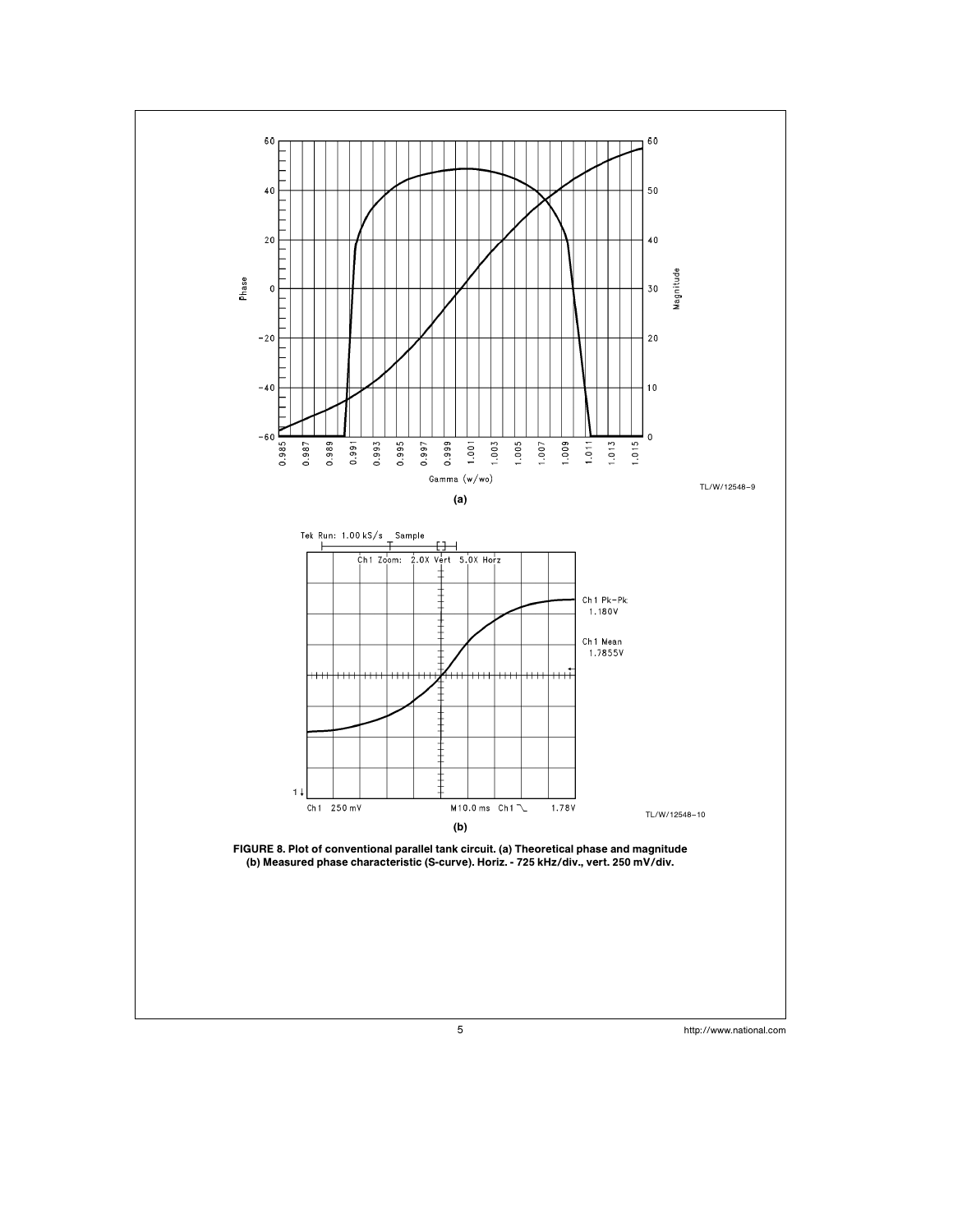TL/W/12548–9

**(a)**

TL/W/12548–10

**(b)**

**FIGURE 8. Plot of conventional parallel tank circuit. (a) Theoretical phase and magnitude (b) Measured phase characteristic (S-curve). Horiz. - 725 kHz/div., vert. 250 mV/div.**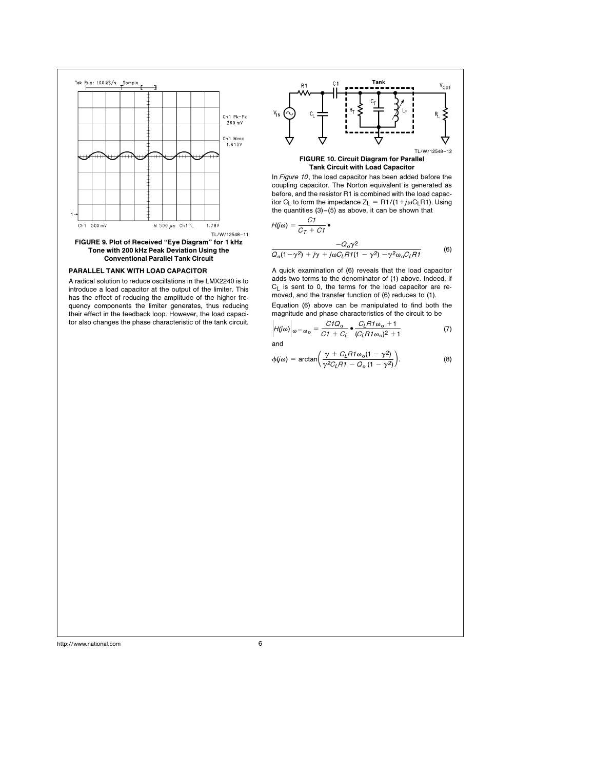Tek Run: 100 kS/s Sample

Ch1 Pk-Pk
260 mV

Ch1 Mean
1.810V

Ch1 500 mV M 500 μs Ch1 ⌐ 1.78V

TL/W/12548–11

**FIGURE 9. Plot of Received "Eye Diagram" for 1 kHz Tone with 200 kHz Peak Deviation Using the Conventional Parallel Tank Circuit**

### PARALLEL TANK WITH LOAD CAPACITOR

A radical solution to reduce oscillations in the LMX2240 is to introduce a load capacitor at the output of the limiter. This has the effect of reducing the amplitude of the higher frequency components the limiter generates, thus reducing their effect in the feedback loop. However, the load capacitor also changes the phase characteristic of the tank circuit.

R1 C1 Tank $V_{OUT}$ $V_{IN}$ $C_L$ $R_T$ $C_T$ $L_T$ $R_L$

TL/W/12548–12

**FIGURE 10. Circuit Diagram for Parallel Tank Circuit with Load Capacitor**

In *Figure 10*, the load capacitor has been added before the coupling capacitor. The Norton equivalent is generated as before, and the resistor R1 is combined with the load capacitor $C_L$ to form the impedance $Z_L = R1/(1+j\omega C_L R1)$. Using the quantities (3)–(5) as above, it can be shown that

$$H(j\omega) = \frac{C1}{C_T + C1} \bullet \frac{-Q_o\gamma^2}{Q_o(1-\gamma^2) + j\gamma + j\omega C_L R1(1-\gamma^2) - \gamma^2\omega_o C_L R1} \tag{6}$$

A quick examination of (6) reveals that the load capacitor adds two terms to the denominator of (1) above. Indeed, if $C_L$ is sent to 0, the terms for the load capacitor are removed, and the transfer function of (6) reduces to (1).

Equation (6) above can be manipulated to find both the magnitude and phase characteristics of the circuit to be

$$\left|H(j\omega)\right|_{\omega=\omega_o} = \frac{C1Q_o}{C1 + C_L} \bullet \frac{C_L R1\omega_o + 1}{(C_L R1\omega_o)^2 + 1} \tag{7}$$

and

$$\phi(j\omega) = \arctan\left(\frac{\gamma + C_L R1\omega_o(1-\gamma^2)}{\gamma^2 C_L R1 - Q_o(1-\gamma^2)}\right). \tag{8}$$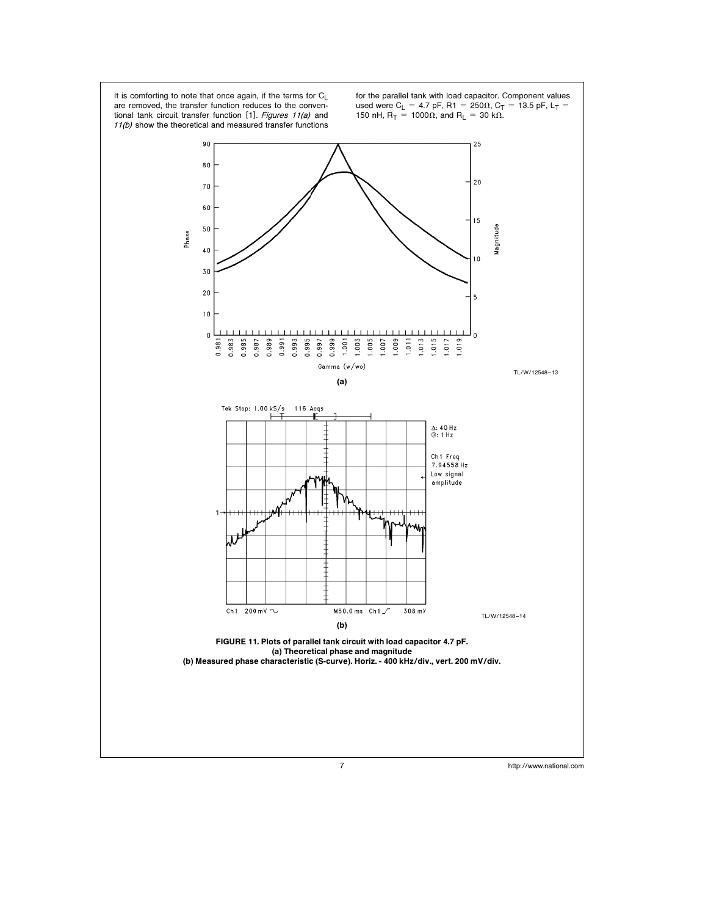It is comforting to note that once again, if the terms for $C_L$ are removed, the transfer function reduces to the conventional tank circuit transfer function [1]. *Figures 11(a)* and *11(b)* show the theoretical and measured transfer functions for the parallel tank with load capacitor. Component values used were $C_L$ = 4.7 pF, R1 = 250Ω, $C_T$ = 13.5 pF, $L_T$ = 150 nH, $R_T$ = 1000Ω, and $R_L$ = 30 kΩ.

Phase

Magnitude

90
80
70
60
50
40
30
20
10
0

25
20
15
10
5
0

0.981 0.983 0.985 0.987 0.989 0.991 0.993 0.995 0.997 0.999 1.001 1.003 1.005 1.007 1.009 1.011 1.013 1.015 1.017 1.019

Gamma (w/wo)

TL/W/12548–13

**(a)**

Tek Stop: 1.00 kS/s 116 Acqs

Δ: 40 Hz
@: 1 Hz

Ch1 Freq
7.94558 Hz
Low signal
amplitude

Ch1 200 mV ∿ M50.0 ms Ch1 ⟋ 308 mV

TL/W/12548–14

**(b)**

**FIGURE 11. Plots of parallel tank circuit with load capacitor 4.7 pF.**
**(a) Theoretical phase and magnitude**
**(b) Measured phase characteristic (S-curve). Horiz. - 400 kHz/div., vert. 200 mV/div.**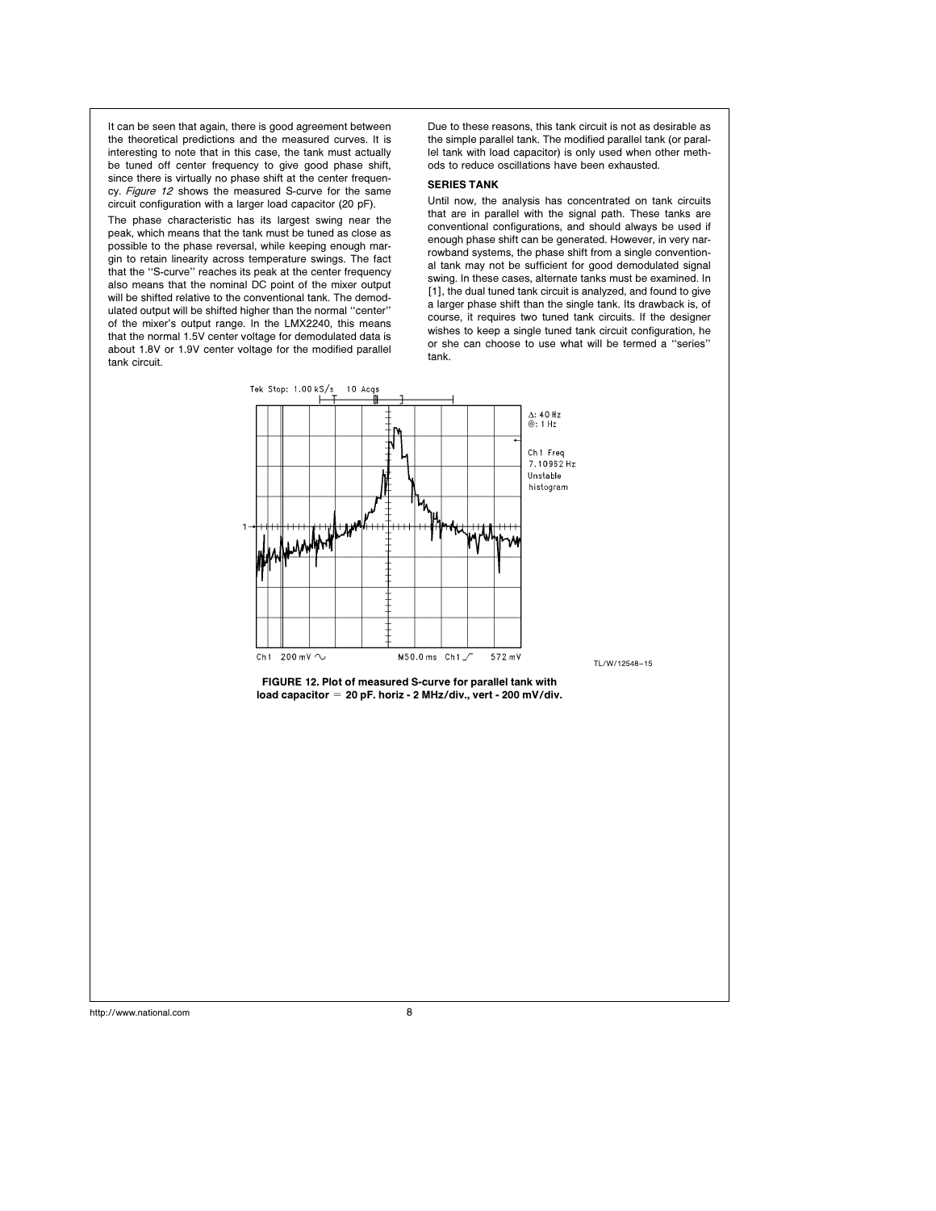It can be seen that again, there is good agreement between the theoretical predictions and the measured curves. It is interesting to note that in this case, the tank must actually be tuned off center frequency to give good phase shift, since there is virtually no phase shift at the center frequency. *Figure 12* shows the measured S-curve for the same circuit configuration with a larger load capacitor (20 pF).

The phase characteristic has its largest swing near the peak, which means that the tank must be tuned as close as possible to the phase reversal, while keeping enough margin to retain linearity across temperature swings. The fact that the ''S-curve'' reaches its peak at the center frequency also means that the nominal DC point of the mixer output will be shifted relative to the conventional tank. The demodulated output will be shifted higher than the normal ''center'' of the mixer's output range. In the LMX2240, this means that the normal 1.5V center voltage for demodulated data is about 1.8V or 1.9V center voltage for the modified parallel tank circuit.

Due to these reasons, this tank circuit is not as desirable as the simple parallel tank. The modified parallel tank (or parallel tank with load capacitor) is only used when other methods to reduce oscillations have been exhausted.

### SERIES TANK

Until now, the analysis has concentrated on tank circuits that are in parallel with the signal path. These tanks are conventional configurations, and should always be used if enough phase shift can be generated. However, in very narrowband systems, the phase shift from a single conventional tank may not be sufficient for good demodulated signal swing. In these cases, alternate tanks must be examined. In [1], the dual tuned tank circuit is analyzed, and found to give a larger phase shift than the single tank. Its drawback is, of course, it requires two tuned tank circuits. If the designer wishes to keep a single tuned tank circuit configuration, he or she can choose to use what will be termed a ''series'' tank.

Tek Stop: 1.00 kS/s 10 Acqs

Δ: 40 Hz
@: 1 Hz

Ch1 Freq
7.10952 Hz
Unstable
histogram

1→

Ch1 200 mV ∿ M50.0 ms Ch1 ⨍ 572 mV

TL/W/12548–15

**FIGURE 12. Plot of measured S-curve for parallel tank with load capacitor = 20 pF. horiz - 2 MHz/div., vert - 200 mV/div.**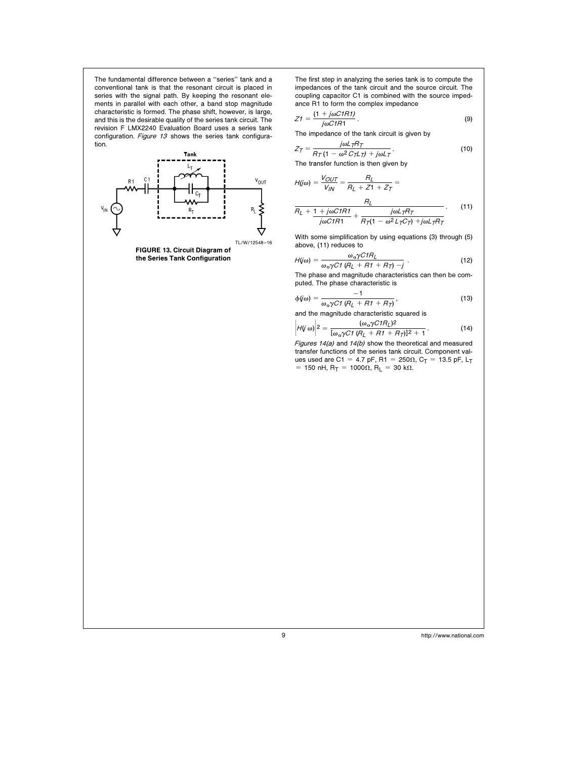The fundamental difference between a "series" tank and a conventional tank is that the resonant circuit is placed in series with the signal path. By keeping the resonant elements in parallel with each other, a band stop magnitude characteristic is formed. The phase shift, however, is large, and this is the desirable quality of the series tank circuit. The revision F LMX2240 Evaluation Board uses a series tank configuration. *Figure 13* shows the series tank configuration.

Tank

$L_T$

$C_T$

$R_T$

R1

C1

$V_{IN}$

$V_{OUT}$

$R_L$

TL/W/12548–16

**FIGURE 13. Circuit Diagram of the Series Tank Configuration**

The first step in analyzing the series tank is to compute the impedances of the tank circuit and the source circuit. The coupling capacitor C1 is combined with the source impedance R1 to form the complex impedance

$$Z1 = \frac{(1 + j\omega C1R1)}{j\omega C1R1}. \tag{9}$$

The impedance of the tank circuit is given by

$$Z_T = \frac{j\omega L_T R_T}{R_T(1 - \omega^2 C_T L_T) + j\omega L_T}. \tag{10}$$

The transfer function is then given by

$$H(j\omega) = \frac{V_{OUT}}{V_{IN}} = \frac{R_L}{R_L + Z1 + Z_T} =$$

$$\frac{R_L}{R_L + \dfrac{1 + j\omega C1R1}{j\omega C1R1} + \dfrac{j\omega L_T R_T}{R_T(1 - \omega^2 L_T C_T) + j\omega L_T R_T}}. \tag{11}$$

With some simplification by using equations (3) through (5) above, (11) reduces to

$$H(j\omega) = \frac{\omega_o \gamma C1 R_L}{\omega_o \gamma C1 (R_L + R1 + R_T) - j}. \tag{12}$$

The phase and magnitude characteristics can then be computed. The phase characteristic is

$$\phi(j\omega) = \frac{-1}{\omega_o \gamma C1 (R_L + R1 + R_T)}, \tag{13}$$

and the magnitude characteristic squared is

$$\left|H(j\,\omega)\right|^2 = \frac{(\omega_o \gamma C1 R_L)^2}{[\omega_o \gamma C1 (R_L + R1 + R_T)]^2 + 1}. \tag{14}$$

*Figures 14(a)* and *14(b)* show the theoretical and measured transfer functions of the series tank circuit. Component values used are C1 = 4.7 pF, R1 = 250Ω, $C_T$ = 13.5 pF, $L_T$ = 150 nH, $R_T$ = 1000Ω, $R_L$ = 30 kΩ.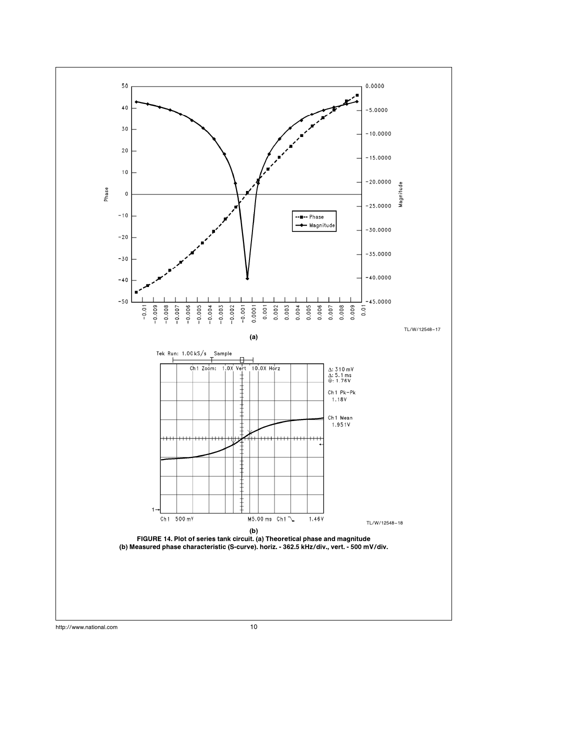50
40
30
20
10
0
−10
−20
−30
−40
−50

Phase

0.0000
−5.0000
−10.0000
−15.0000
−20.0000
−25.0000
−30.0000
−35.0000
−40.0000
−45.0000

Magnitude

−0.01 −0.009 −0.008 −0.007 −0.006 −0.005 −0.004 −0.003 −0.002 −0.001 0.0001 0.001 0.002 0.003 0.004 0.005 0.006 0.007 0.008 0.009 0.01

Phase
Magnitude

TL/W/12548–17

**(a)**

Tek Run: 1.00 kS/s Sample

Ch1 Zoom: 1.0X Vert 10.0X Horz

Δ: 310 mV
Δ: 5.1 ms
@: 1.76V

Ch1 Pk-Pk
1.18V

Ch1 Mean
1.951V

1→

Ch1 500 mV M5.00 ms Ch1 ⟍ 1.46V

TL/W/12548–18

**(b)**

**FIGURE 14. Plot of series tank circuit. (a) Theoretical phase and magnitude (b) Measured phase characteristic (S-curve). horiz. - 362.5 kHz/div., vert. - 500 mV/div.**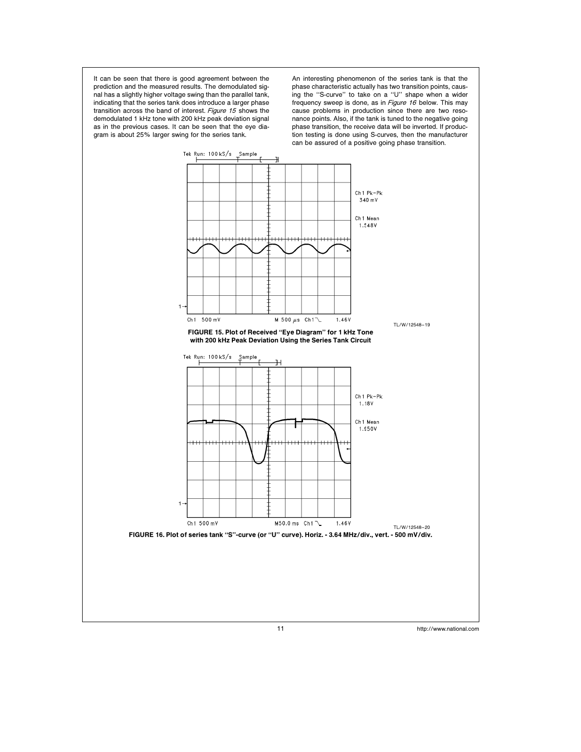It can be seen that there is good agreement between the prediction and the measured results. The demodulated signal has a slightly higher voltage swing than the parallel tank, indicating that the series tank does introduce a larger phase transition across the band of interest. *Figure 15* shows the demodulated 1 kHz tone with 200 kHz peak deviation signal as in the previous cases. It can be seen that the eye diagram is about 25% larger swing for the series tank.

An interesting phenomenon of the series tank is that the phase characteristic actually has two transition points, causing the "S-curve" to take on a "U" shape when a wider frequency sweep is done, as in *Figure 16* below. This may cause problems in production since there are two resonance points. Also, if the tank is tuned to the negative going phase transition, the receive data will be inverted. If production testing is done using S-curves, then the manufacturer can be assured of a positive going phase transition.

Tek Run: 100 kS/s Sample

Ch1 Pk-Pk
340 mV

Ch1 Mean
1.548V

1→

Ch1 500 mV M 500 μs Ch1 ⌐ 1.46V

TL/W/12548–19

**FIGURE 15. Plot of Received "Eye Diagram" for 1 kHz Tone with 200 kHz Peak Deviation Using the Series Tank Circuit**

Tek Run: 100 kS/s Sample

Ch1 Pk-Pk
1.18V

Ch1 Mean
1.550V

1→

Ch1 500 mV M50.0 ms Ch1 ⌐ 1.46V

TL/W/12548–20

**FIGURE 16. Plot of series tank "S"-curve (or "U" curve). Horiz. - 3.64 MHz/div., vert. - 500 mV/div.**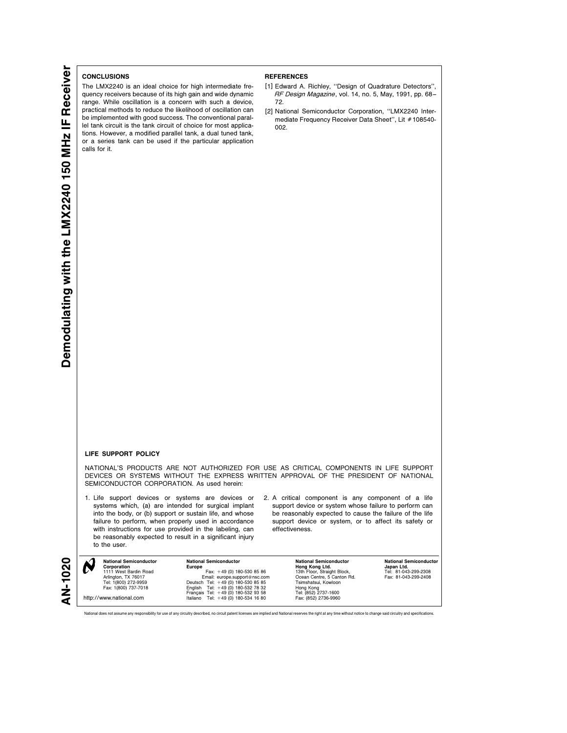## CONCLUSIONS

The LMX2240 is an ideal choice for high intermediate frequency receivers because of its high gain and wide dynamic range. While oscillation is a concern with such a device, practical methods to reduce the likelihood of oscillation can be implemented with good success. The conventional parallel tank circuit is the tank circuit of choice for most applications. However, a modified parallel tank, a dual tuned tank, or a series tank can be used if the particular application calls for it.

## REFERENCES

[1] Edward A. Richley, ''Design of Quadrature Detectors'', *RF Design Magazine*, vol. 14, no. 5, May, 1991, pp. 68–72.

[2] National Semiconductor Corporation, ''LMX2240 Intermediate Frequency Receiver Data Sheet'', Lit #108540-002.

## LIFE SUPPORT POLICY

NATIONAL'S PRODUCTS ARE NOT AUTHORIZED FOR USE AS CRITICAL COMPONENTS IN LIFE SUPPORT DEVICES OR SYSTEMS WITHOUT THE EXPRESS WRITTEN APPROVAL OF THE PRESIDENT OF NATIONAL SEMICONDUCTOR CORPORATION. As used herein:

1. Life support devices or systems are devices or systems which, (a) are intended for surgical implant into the body, or (b) support or sustain life, and whose failure to perform, when properly used in accordance with instructions for use provided in the labeling, can be reasonably expected to result in a significant injury to the user.
2. A critical component is any component of a life support device or system whose failure to perform can be reasonably expected to cause the failure of the life support device or system, or to affect its safety or effectiveness.

**National Semiconductor Corporation**
1111 West Bardin Road
Arlington, TX 76017
Tel: 1(800) 272-9959
Fax: 1(800) 737-7018

http://www.national.com

**National Semiconductor Europe**
Fax: +49 (0) 180-530 85 86
Email: europe.support@nsc.com
Deutsch Tel: +49 (0) 180-530 85 85
English Tel: +49 (0) 180-532 78 32
Français Tel: +49 (0) 180-532 93 58
Italiano Tel: +49 (0) 180-534 16 80

**National Semiconductor Hong Kong Ltd.**
13th Floor, Straight Block,
Ocean Centre, 5 Canton Rd.
Tsimshatsui, Kowloon
Hong Kong
Tel: (852) 2737-1600
Fax: (852) 2736-9960

**National Semiconductor Japan Ltd.**
Tel: 81-043-299-2308
Fax: 81-043-299-2408

National does not assume any responsibility for use of any circuitry described, no circuit patent licenses are implied and National reserves the right at any time without notice to change said circuitry and specifications.